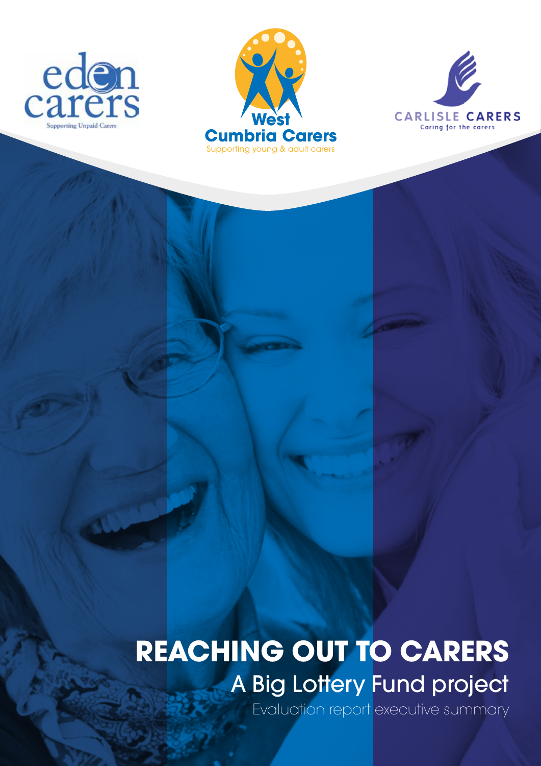eden carers
Supporting Unpaid Carers

West Cumbria Carers
Supporting young & adult carers

CARLISLE CARERS
Caring for the carers

# REACHING OUT TO CARERS

## A Big Lottery Fund project

Evaluation report executive summary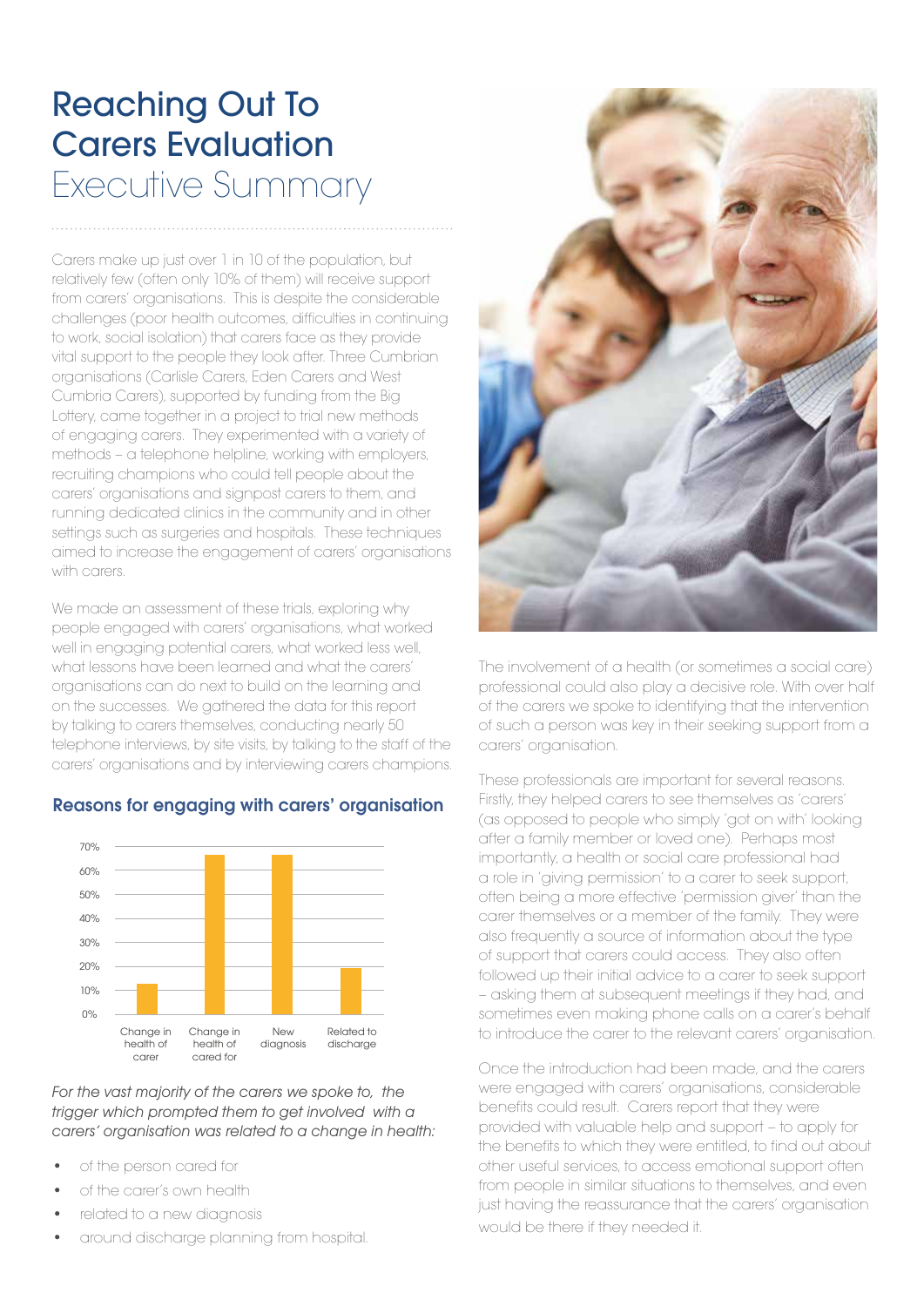# Reaching Out To Carers Evaluation

## Executive Summary

Carers make up just over 1 in 10 of the population, but relatively few (often only 10% of them) will receive support from carers' organisations. This is despite the considerable challenges (poor health outcomes, difficulties in continuing to work, social isolation) that carers face as they provide vital support to the people they look after. Three Cumbrian organisations (Carlisle Carers, Eden Carers and West Cumbria Carers), supported by funding from the Big Lottery, came together in a project to trial new methods of engaging carers. They experimented with a variety of methods – a telephone helpline, working with employers, recruiting champions who could tell people about the carers' organisations and signpost carers to them, and running dedicated clinics in the community and in other settings such as surgeries and hospitals. These techniques aimed to increase the engagement of carers' organisations with carers.

We made an assessment of these trials, exploring why people engaged with carers' organisations, what worked well in engaging potential carers, what worked less well, what lessons have been learned and what the carers' organisations can do next to build on the learning and on the successes. We gathered the data for this report by talking to carers themselves, conducting nearly 50 telephone interviews, by site visits, by talking to the staff of the carers' organisations and by interviewing carers champions.

### Reasons for engaging with carers' organisation

*For the vast majority of the carers we spoke to, the trigger which prompted them to get involved with a carers' organisation was related to a change in health:*

- of the person cared for
- of the carer's own health
- related to a new diagnosis
- around discharge planning from hospital.

The involvement of a health (or sometimes a social care) professional could also play a decisive role. With over half of the carers we spoke to identifying that the intervention of such a person was key in their seeking support from a carers' organisation.

These professionals are important for several reasons. Firstly, they helped carers to see themselves as 'carers' (as opposed to people who simply 'got on with' looking after a family member or loved one). Perhaps most importantly, a health or social care professional had a role in 'giving permission' to a carer to seek support, often being a more effective 'permission giver' than the carer themselves or a member of the family. They were also frequently a source of information about the type of support that carers could access. They also often followed up their initial advice to a carer to seek support – asking them at subsequent meetings if they had, and sometimes even making phone calls on a carer's behalf to introduce the carer to the relevant carers' organisation.

Once the introduction had been made, and the carers were engaged with carers' organisations, considerable benefits could result. Carers report that they were provided with valuable help and support – to apply for the benefits to which they were entitled, to find out about other useful services, to access emotional support often from people in similar situations to themselves, and even just having the reassurance that the carers' organisation would be there if they needed it.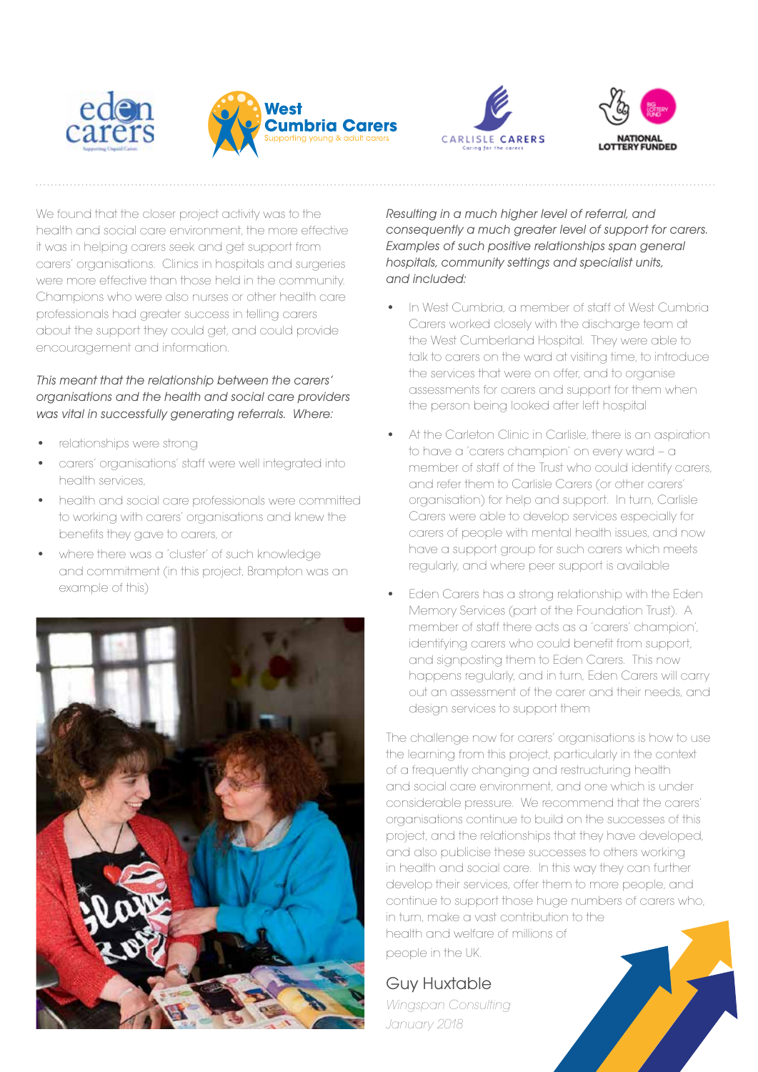We found that the closer project activity was to the health and social care environment, the more effective it was in helping carers seek and get support from carers' organisations. Clinics in hospitals and surgeries were more effective than those held in the community. Champions who were also nurses or other health care professionals had greater success in telling carers about the support they could get, and could provide encouragement and information.

*This meant that the relationship between the carers' organisations and the health and social care providers was vital in successfully generating referrals. Where:*

- relationships were strong
- carers' organisations' staff were well integrated into health services,
- health and social care professionals were committed to working with carers' organisations and knew the benefits they gave to carers, or
- where there was a 'cluster' of such knowledge and commitment (in this project, Brampton was an example of this)

*Resulting in a much higher level of referral, and consequently a much greater level of support for carers. Examples of such positive relationships span general hospitals, community settings and specialist units, and included:*

- In West Cumbria, a member of staff of West Cumbria Carers worked closely with the discharge team at the West Cumberland Hospital. They were able to talk to carers on the ward at visiting time, to introduce the services that were on offer, and to organise assessments for carers and support for them when the person being looked after left hospital
- At the Carleton Clinic in Carlisle, there is an aspiration to have a 'carers champion' on every ward – a member of staff of the Trust who could identify carers, and refer them to Carlisle Carers (or other carers' organisation) for help and support. In turn, Carlisle Carers were able to develop services especially for carers of people with mental health issues, and now have a support group for such carers which meets regularly, and where peer support is available
- Eden Carers has a strong relationship with the Eden Memory Services (part of the Foundation Trust). A member of staff there acts as a 'carers' champion', identifying carers who could benefit from support, and signposting them to Eden Carers. This now happens regularly, and in turn, Eden Carers will carry out an assessment of the carer and their needs, and design services to support them

The challenge now for carers' organisations is how to use the learning from this project, particularly in the context of a frequently changing and restructuring health and social care environment, and one which is under considerable pressure. We recommend that the carers' organisations continue to build on the successes of this project, and the relationships that they have developed, and also publicise these successes to others working in health and social care. In this way they can further develop their services, offer them to more people, and continue to support those huge numbers of carers who, in turn, make a vast contribution to the health and welfare of millions of people in the UK.

Guy Huxtable

*Wingspan Consulting*

*January 2018*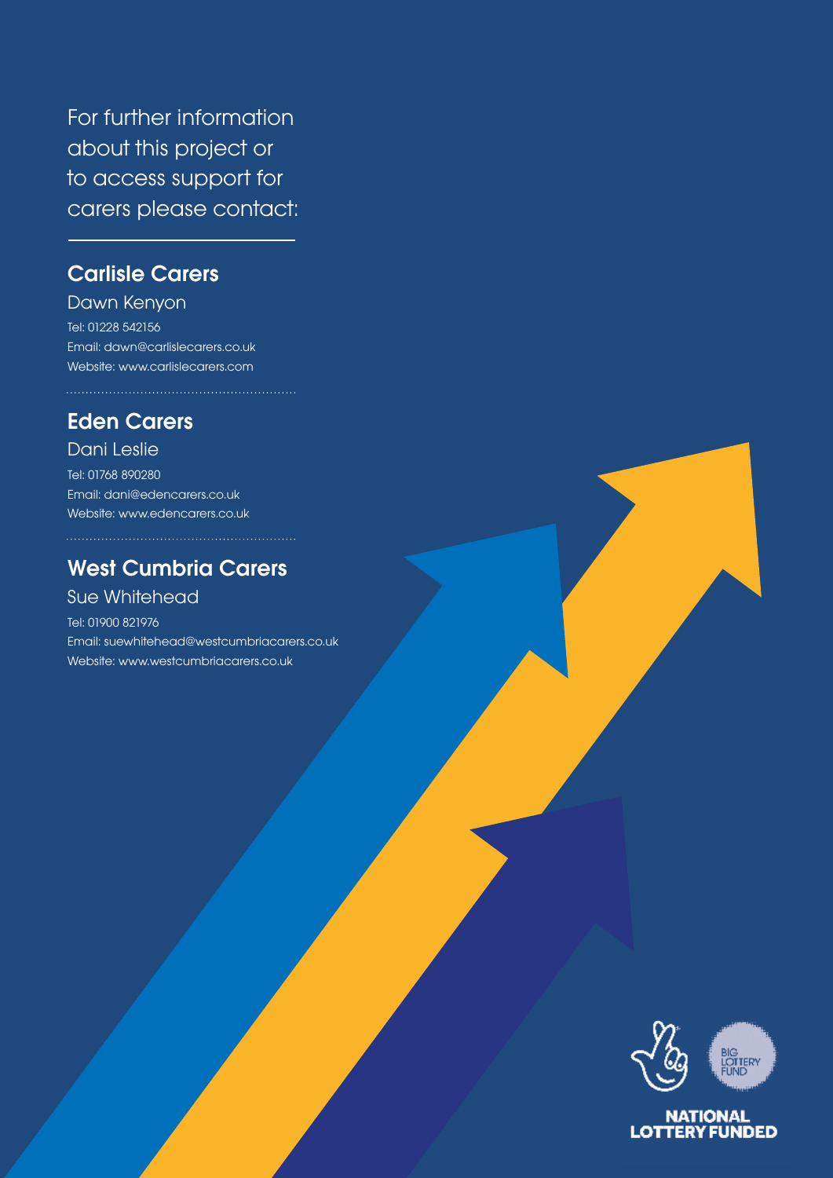For further information about this project or to access support for carers please contact:

---

## Carlisle Carers

Dawn Kenyon

Tel: 01228 542156
Email: dawn@carlislecarers.co.uk
Website: www.carlislecarers.com

## Eden Carers

Dani Leslie

Tel: 01768 890280
Email: dani@edencarers.co.uk
Website: www.edencarers.co.uk

## West Cumbria Carers

Sue Whitehead

Tel: 01900 821976
Email: suewhitehead@westcumbriacarers.co.uk
Website: www.westcumbriacarers.co.uk

BIG LOTTERY FUND

NATIONAL LOTTERY FUNDED